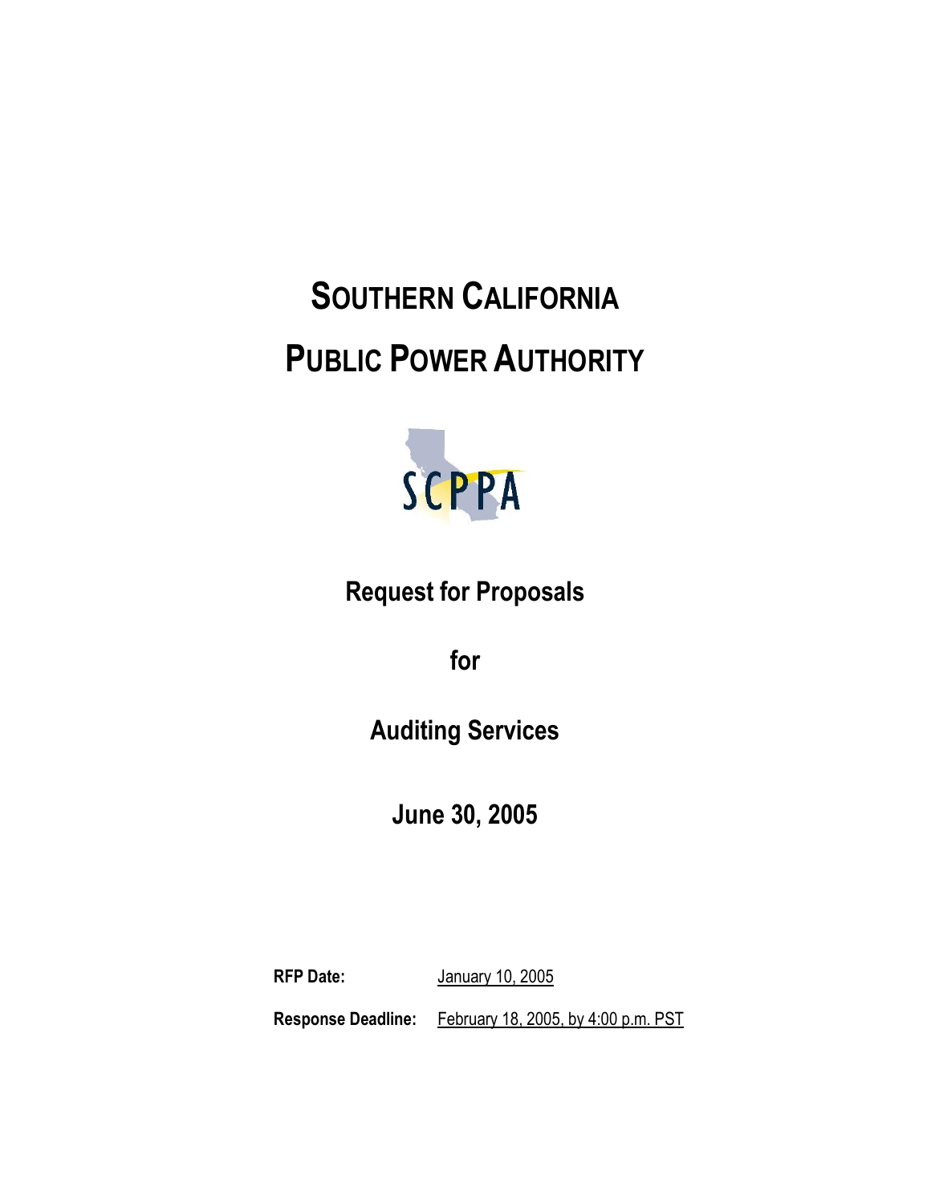# SOUTHERN CALIFORNIA PUBLIC POWER AUTHORITY

SCPPA

## Request for Proposals

## for

## Auditing Services

## June 30, 2005

**RFP Date:** January 10, 2005

**Response Deadline:** February 18, 2005, by 4:00 p.m. PST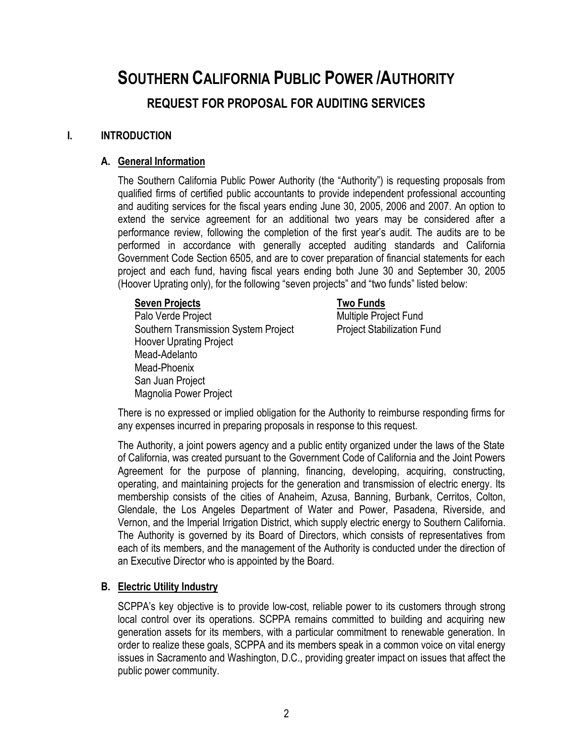# SOUTHERN CALIFORNIA PUBLIC POWER /AUTHORITY

## REQUEST FOR PROPOSAL FOR AUDITING SERVICES

### I. INTRODUCTION

#### A. General Information

The Southern California Public Power Authority (the "Authority") is requesting proposals from qualified firms of certified public accountants to provide independent professional accounting and auditing services for the fiscal years ending June 30, 2005, 2006 and 2007. An option to extend the service agreement for an additional two years may be considered after a performance review, following the completion of the first year's audit. The audits are to be performed in accordance with generally accepted auditing standards and California Government Code Section 6505, and are to cover preparation of financial statements for each project and each fund, having fiscal years ending both June 30 and September 30, 2005 (Hoover Uprating only), for the following "seven projects" and "two funds" listed below:

| Seven Projects | Two Funds |
|---|---|
| Palo Verde Project | Multiple Project Fund |
| Southern Transmission System Project | Project Stabilization Fund |
| Hoover Uprating Project | |
| Mead-Adelanto | |
| Mead-Phoenix | |
| San Juan Project | |
| Magnolia Power Project | |

There is no expressed or implied obligation for the Authority to reimburse responding firms for any expenses incurred in preparing proposals in response to this request.

The Authority, a joint powers agency and a public entity organized under the laws of the State of California, was created pursuant to the Government Code of California and the Joint Powers Agreement for the purpose of planning, financing, developing, acquiring, constructing, operating, and maintaining projects for the generation and transmission of electric energy. Its membership consists of the cities of Anaheim, Azusa, Banning, Burbank, Cerritos, Colton, Glendale, the Los Angeles Department of Water and Power, Pasadena, Riverside, and Vernon, and the Imperial Irrigation District, which supply electric energy to Southern California. The Authority is governed by its Board of Directors, which consists of representatives from each of its members, and the management of the Authority is conducted under the direction of an Executive Director who is appointed by the Board.

#### B. Electric Utility Industry

SCPPA's key objective is to provide low-cost, reliable power to its customers through strong local control over its operations. SCPPA remains committed to building and acquiring new generation assets for its members, with a particular commitment to renewable generation. In order to realize these goals, SCPPA and its members speak in a common voice on vital energy issues in Sacramento and Washington, D.C., providing greater impact on issues that affect the public power community.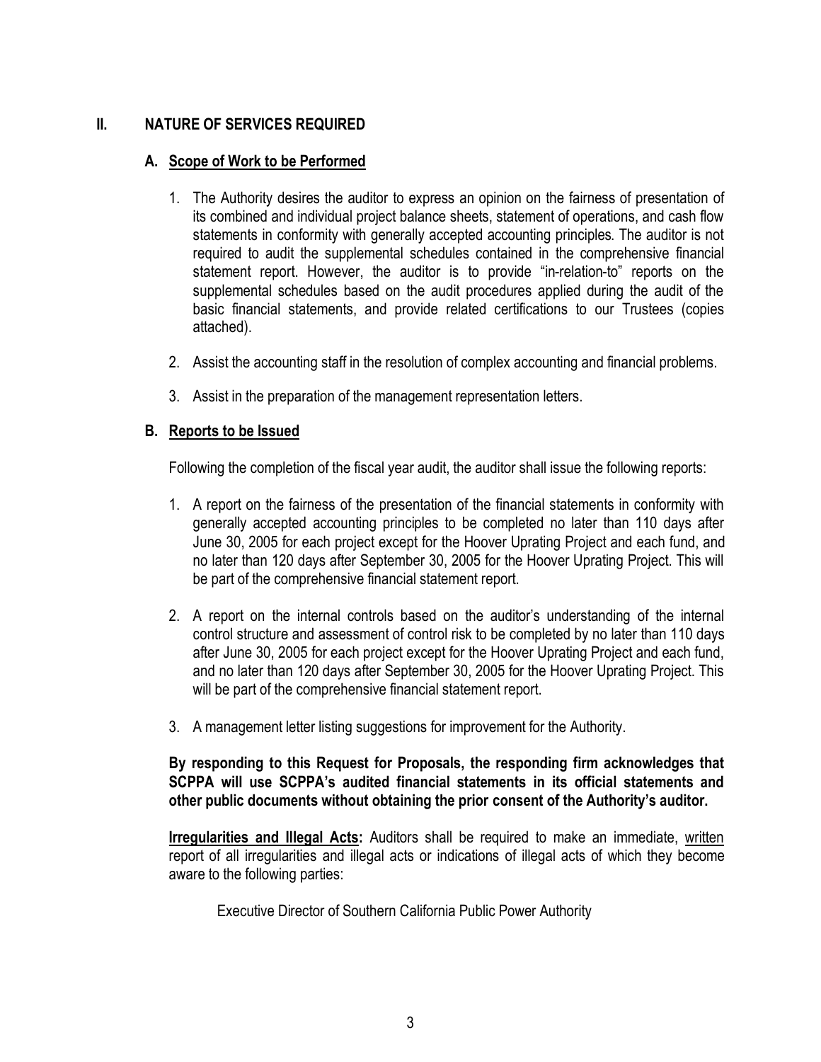## II. NATURE OF SERVICES REQUIRED

### A. Scope of Work to be Performed

1. The Authority desires the auditor to express an opinion on the fairness of presentation of its combined and individual project balance sheets, statement of operations, and cash flow statements in conformity with generally accepted accounting principles. The auditor is not required to audit the supplemental schedules contained in the comprehensive financial statement report. However, the auditor is to provide "in-relation-to" reports on the supplemental schedules based on the audit procedures applied during the audit of the basic financial statements, and provide related certifications to our Trustees (copies attached).
2. Assist the accounting staff in the resolution of complex accounting and financial problems.
3. Assist in the preparation of the management representation letters.

### B. Reports to be Issued

Following the completion of the fiscal year audit, the auditor shall issue the following reports:

1. A report on the fairness of the presentation of the financial statements in conformity with generally accepted accounting principles to be completed no later than 110 days after June 30, 2005 for each project except for the Hoover Uprating Project and each fund, and no later than 120 days after September 30, 2005 for the Hoover Uprating Project. This will be part of the comprehensive financial statement report.
2. A report on the internal controls based on the auditor's understanding of the internal control structure and assessment of control risk to be completed by no later than 110 days after June 30, 2005 for each project except for the Hoover Uprating Project and each fund, and no later than 120 days after September 30, 2005 for the Hoover Uprating Project. This will be part of the comprehensive financial statement report.
3. A management letter listing suggestions for improvement for the Authority.

**By responding to this Request for Proposals, the responding firm acknowledges that SCPPA will use SCPPA's audited financial statements in its official statements and other public documents without obtaining the prior consent of the Authority's auditor.**

**Irregularities and Illegal Acts:** Auditors shall be required to make an immediate, written report of all irregularities and illegal acts or indications of illegal acts of which they become aware to the following parties:

Executive Director of Southern California Public Power Authority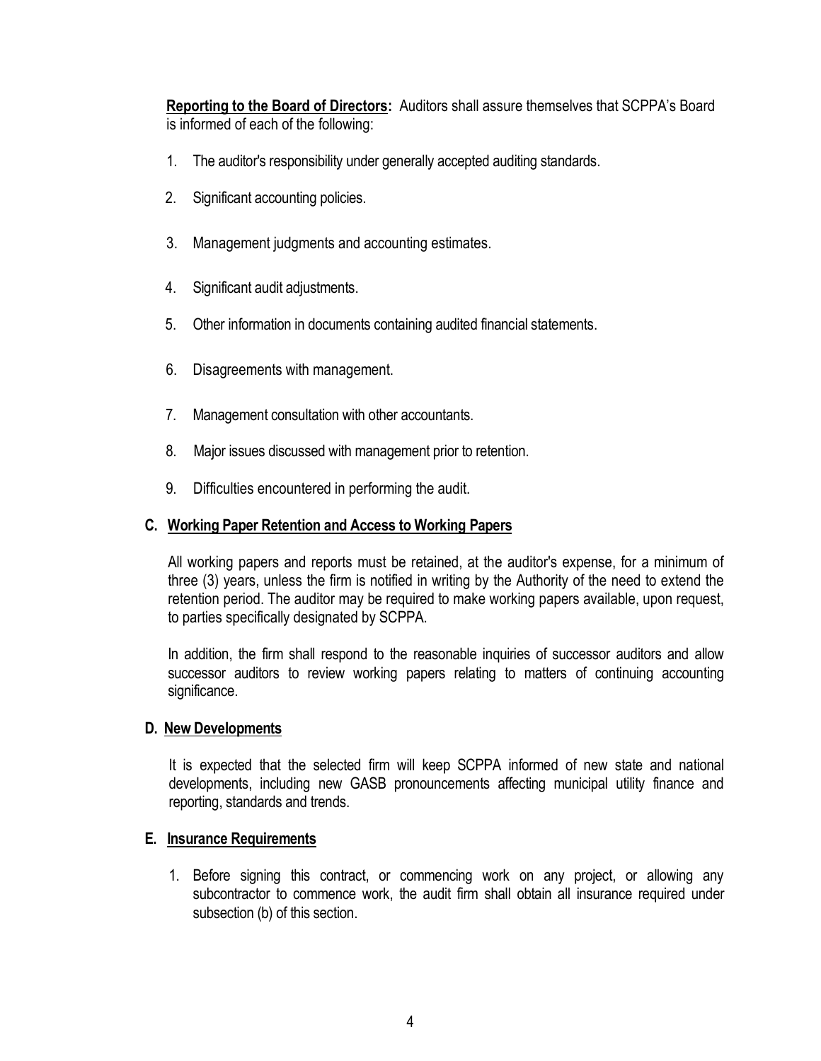**Reporting to the Board of Directors:** Auditors shall assure themselves that SCPPA's Board is informed of each of the following:

1. The auditor's responsibility under generally accepted auditing standards.
2. Significant accounting policies.
3. Management judgments and accounting estimates.
4. Significant audit adjustments.
5. Other information in documents containing audited financial statements.
6. Disagreements with management.
7. Management consultation with other accountants.
8. Major issues discussed with management prior to retention.
9. Difficulties encountered in performing the audit.

### C. Working Paper Retention and Access to Working Papers

All working papers and reports must be retained, at the auditor's expense, for a minimum of three (3) years, unless the firm is notified in writing by the Authority of the need to extend the retention period. The auditor may be required to make working papers available, upon request, to parties specifically designated by SCPPA.

In addition, the firm shall respond to the reasonable inquiries of successor auditors and allow successor auditors to review working papers relating to matters of continuing accounting significance.

### D. New Developments

It is expected that the selected firm will keep SCPPA informed of new state and national developments, including new GASB pronouncements affecting municipal utility finance and reporting, standards and trends.

### E. Insurance Requirements

1. Before signing this contract, or commencing work on any project, or allowing any subcontractor to commence work, the audit firm shall obtain all insurance required under subsection (b) of this section.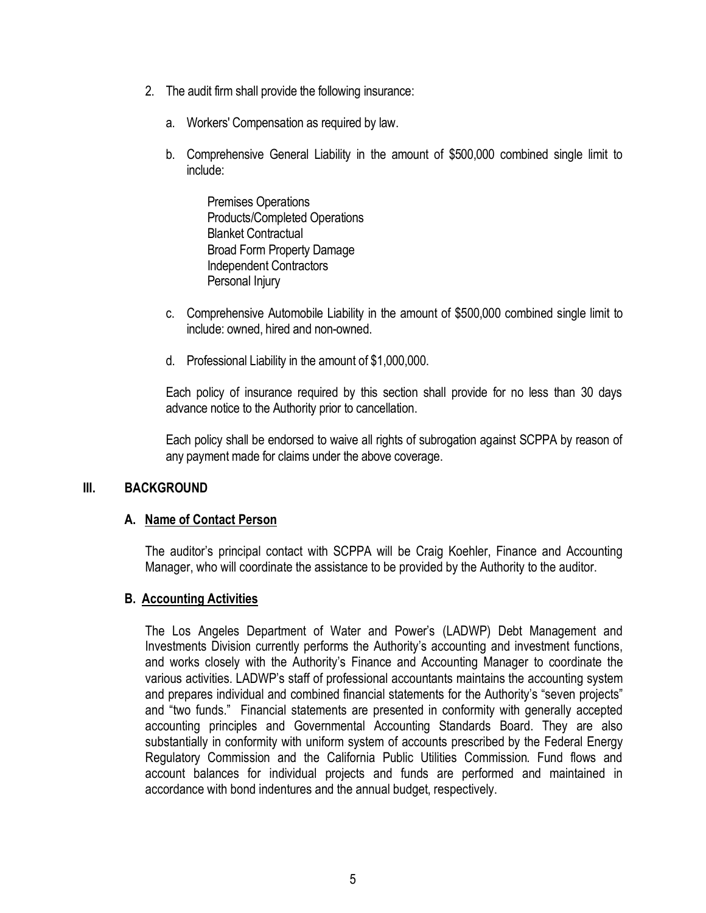2. The audit firm shall provide the following insurance:

   a. Workers' Compensation as required by law.

   b. Comprehensive General Liability in the amount of $500,000 combined single limit to include:

      Premises Operations
      Products/Completed Operations
      Blanket Contractual
      Broad Form Property Damage
      Independent Contractors
      Personal Injury

   c. Comprehensive Automobile Liability in the amount of $500,000 combined single limit to include: owned, hired and non-owned.

   d. Professional Liability in the amount of $1,000,000.

   Each policy of insurance required by this section shall provide for no less than 30 days advance notice to the Authority prior to cancellation.

   Each policy shall be endorsed to waive all rights of subrogation against SCPPA by reason of any payment made for claims under the above coverage.

## III. BACKGROUND

### A. Name of Contact Person

The auditor's principal contact with SCPPA will be Craig Koehler, Finance and Accounting Manager, who will coordinate the assistance to be provided by the Authority to the auditor.

### B. Accounting Activities

The Los Angeles Department of Water and Power's (LADWP) Debt Management and Investments Division currently performs the Authority's accounting and investment functions, and works closely with the Authority's Finance and Accounting Manager to coordinate the various activities. LADWP's staff of professional accountants maintains the accounting system and prepares individual and combined financial statements for the Authority's "seven projects" and "two funds." Financial statements are presented in conformity with generally accepted accounting principles and Governmental Accounting Standards Board. They are also substantially in conformity with uniform system of accounts prescribed by the Federal Energy Regulatory Commission and the California Public Utilities Commission. Fund flows and account balances for individual projects and funds are performed and maintained in accordance with bond indentures and the annual budget, respectively.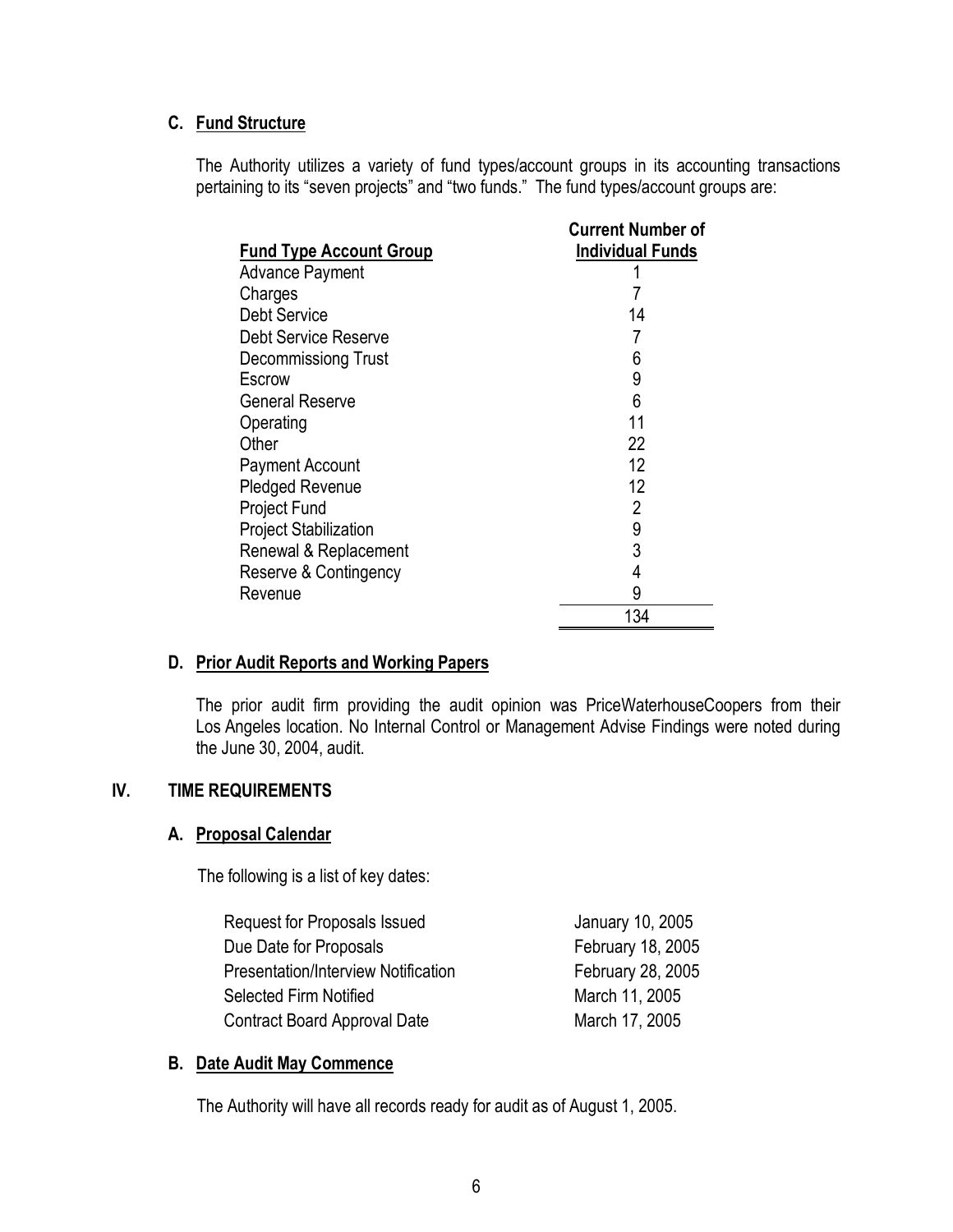### C. Fund Structure

The Authority utilizes a variety of fund types/account groups in its accounting transactions pertaining to its "seven projects" and "two funds." The fund types/account groups are:

| Fund Type Account Group | Current Number of Individual Funds |
|---|---|
| Advance Payment | 1 |
| Charges | 7 |
| Debt Service | 14 |
| Debt Service Reserve | 7 |
| Decommissiong Trust | 6 |
| Escrow | 9 |
| General Reserve | 6 |
| Operating | 11 |
| Other | 22 |
| Payment Account | 12 |
| Pledged Revenue | 12 |
| Project Fund | 2 |
| Project Stabilization | 9 |
| Renewal & Replacement | 3 |
| Reserve & Contingency | 4 |
| Revenue | 9 |
| | 134 |

### D. Prior Audit Reports and Working Papers

The prior audit firm providing the audit opinion was PriceWaterhouseCoopers from their Los Angeles location. No Internal Control or Management Advise Findings were noted during the June 30, 2004, audit.

## IV. TIME REQUIREMENTS

### A. Proposal Calendar

The following is a list of key dates:

| | |
|---|---|
| Request for Proposals Issued | January 10, 2005 |
| Due Date for Proposals | February 18, 2005 |
| Presentation/Interview Notification | February 28, 2005 |
| Selected Firm Notified | March 11, 2005 |
| Contract Board Approval Date | March 17, 2005 |

### B. Date Audit May Commence

The Authority will have all records ready for audit as of August 1, 2005.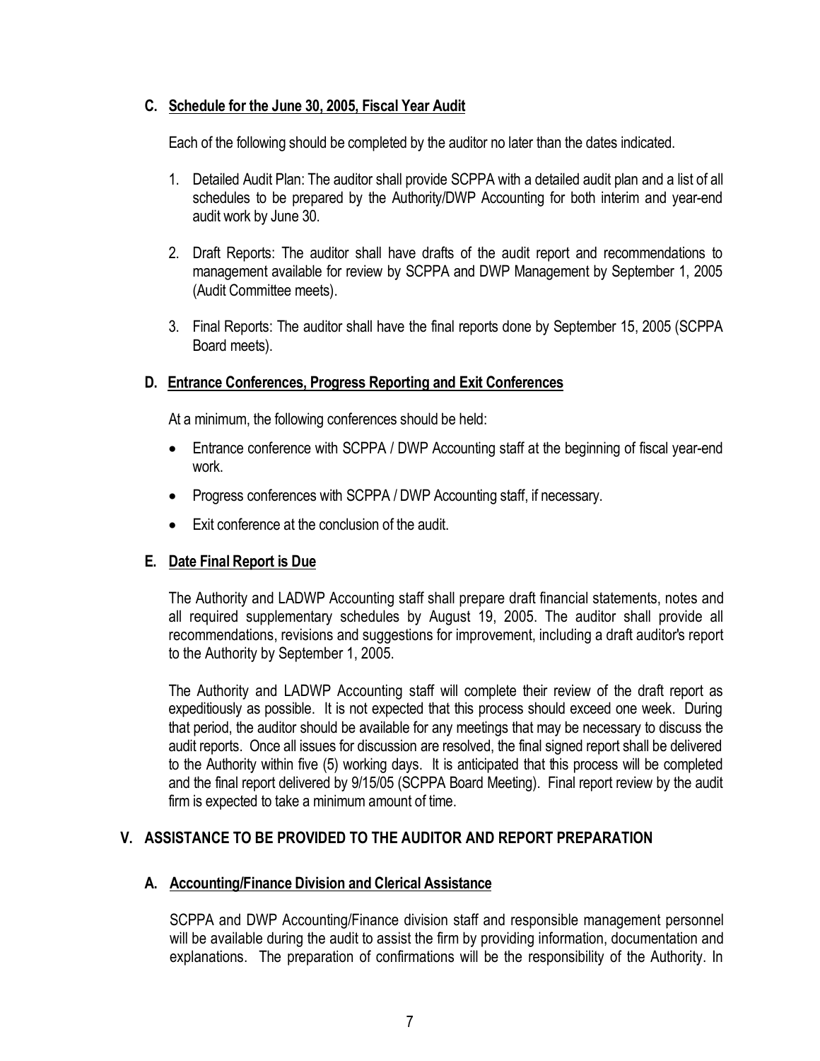### C. Schedule for the June 30, 2005, Fiscal Year Audit

Each of the following should be completed by the auditor no later than the dates indicated.

1. Detailed Audit Plan: The auditor shall provide SCPPA with a detailed audit plan and a list of all schedules to be prepared by the Authority/DWP Accounting for both interim and year-end audit work by June 30.

2. Draft Reports: The auditor shall have drafts of the audit report and recommendations to management available for review by SCPPA and DWP Management by September 1, 2005 (Audit Committee meets).

3. Final Reports: The auditor shall have the final reports done by September 15, 2005 (SCPPA Board meets).

### D. Entrance Conferences, Progress Reporting and Exit Conferences

At a minimum, the following conferences should be held:

- Entrance conference with SCPPA / DWP Accounting staff at the beginning of fiscal year-end work.
- Progress conferences with SCPPA / DWP Accounting staff, if necessary.
- Exit conference at the conclusion of the audit.

### E. Date Final Report is Due

The Authority and LADWP Accounting staff shall prepare draft financial statements, notes and all required supplementary schedules by August 19, 2005. The auditor shall provide all recommendations, revisions and suggestions for improvement, including a draft auditor's report to the Authority by September 1, 2005.

The Authority and LADWP Accounting staff will complete their review of the draft report as expeditiously as possible. It is not expected that this process should exceed one week. During that period, the auditor should be available for any meetings that may be necessary to discuss the audit reports. Once all issues for discussion are resolved, the final signed report shall be delivered to the Authority within five (5) working days. It is anticipated that this process will be completed and the final report delivered by 9/15/05 (SCPPA Board Meeting). Final report review by the audit firm is expected to take a minimum amount of time.

## V. ASSISTANCE TO BE PROVIDED TO THE AUDITOR AND REPORT PREPARATION

### A. Accounting/Finance Division and Clerical Assistance

SCPPA and DWP Accounting/Finance division staff and responsible management personnel will be available during the audit to assist the firm by providing information, documentation and explanations. The preparation of confirmations will be the responsibility of the Authority. In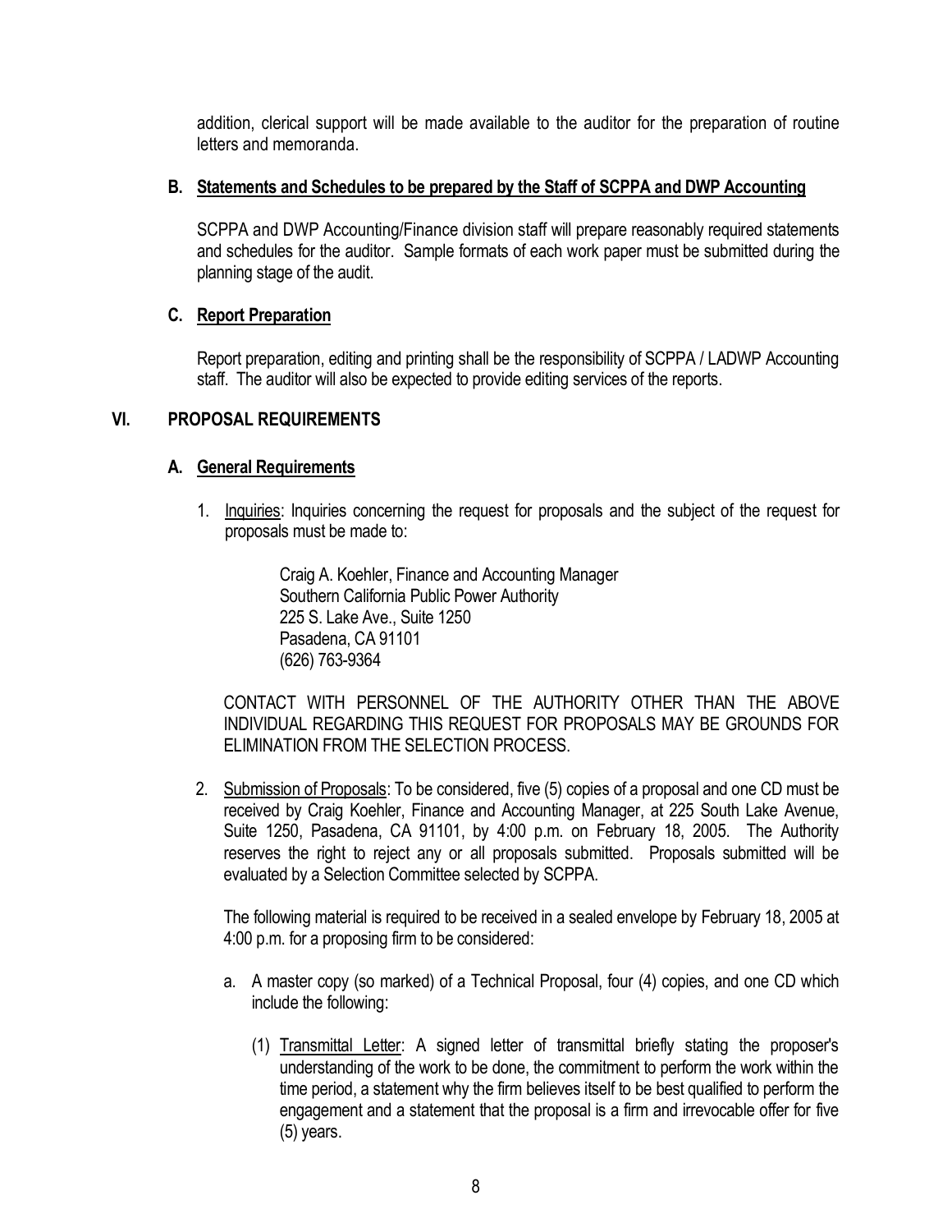addition, clerical support will be made available to the auditor for the preparation of routine letters and memoranda.

### B. Statements and Schedules to be prepared by the Staff of SCPPA and DWP Accounting

SCPPA and DWP Accounting/Finance division staff will prepare reasonably required statements and schedules for the auditor. Sample formats of each work paper must be submitted during the planning stage of the audit.

### C. Report Preparation

Report preparation, editing and printing shall be the responsibility of SCPPA / LADWP Accounting staff. The auditor will also be expected to provide editing services of the reports.

## VI. PROPOSAL REQUIREMENTS

### A. General Requirements

1. Inquiries: Inquiries concerning the request for proposals and the subject of the request for proposals must be made to:

   Craig A. Koehler, Finance and Accounting Manager
   Southern California Public Power Authority
   225 S. Lake Ave., Suite 1250
   Pasadena, CA 91101
   (626) 763-9364

CONTACT WITH PERSONNEL OF THE AUTHORITY OTHER THAN THE ABOVE INDIVIDUAL REGARDING THIS REQUEST FOR PROPOSALS MAY BE GROUNDS FOR ELIMINATION FROM THE SELECTION PROCESS.

2. Submission of Proposals: To be considered, five (5) copies of a proposal and one CD must be received by Craig Koehler, Finance and Accounting Manager, at 225 South Lake Avenue, Suite 1250, Pasadena, CA 91101, by 4:00 p.m. on February 18, 2005. The Authority reserves the right to reject any or all proposals submitted. Proposals submitted will be evaluated by a Selection Committee selected by SCPPA.

   The following material is required to be received in a sealed envelope by February 18, 2005 at 4:00 p.m. for a proposing firm to be considered:

   a. A master copy (so marked) of a Technical Proposal, four (4) copies, and one CD which include the following:

      (1) Transmittal Letter: A signed letter of transmittal briefly stating the proposer's understanding of the work to be done, the commitment to perform the work within the time period, a statement why the firm believes itself to be best qualified to perform the engagement and a statement that the proposal is a firm and irrevocable offer for five (5) years.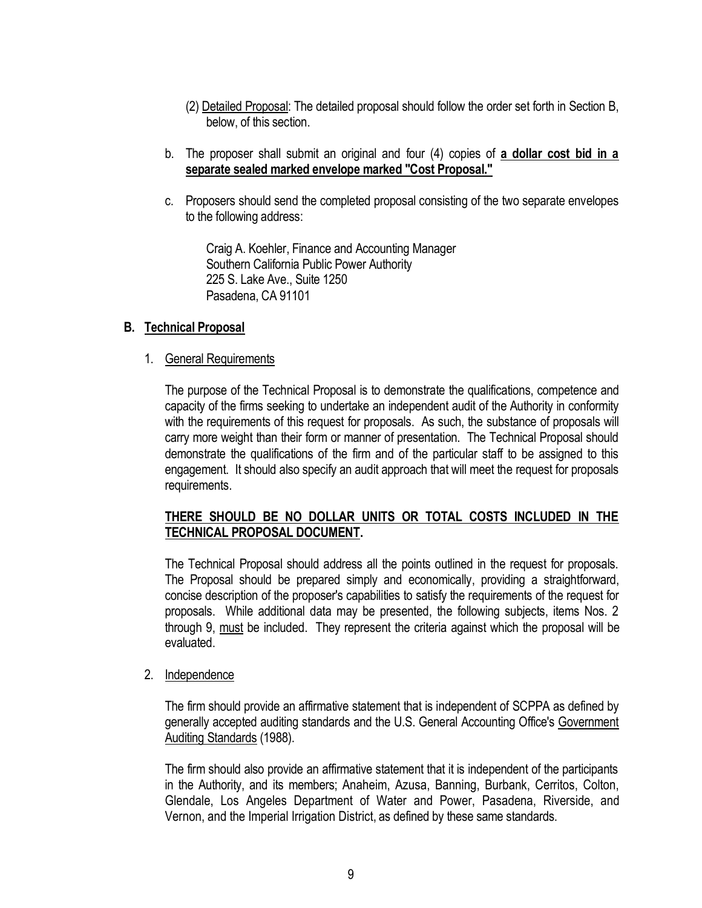(2) Detailed Proposal: The detailed proposal should follow the order set forth in Section B, below, of this section.

b. The proposer shall submit an original and four (4) copies of **a dollar cost bid in a separate sealed marked envelope marked "Cost Proposal."**

c. Proposers should send the completed proposal consisting of the two separate envelopes to the following address:

   Craig A. Koehler, Finance and Accounting Manager
   Southern California Public Power Authority
   225 S. Lake Ave., Suite 1250
   Pasadena, CA 91101

## B. Technical Proposal

1. General Requirements

The purpose of the Technical Proposal is to demonstrate the qualifications, competence and capacity of the firms seeking to undertake an independent audit of the Authority in conformity with the requirements of this request for proposals. As such, the substance of proposals will carry more weight than their form or manner of presentation. The Technical Proposal should demonstrate the qualifications of the firm and of the particular staff to be assigned to this engagement. It should also specify an audit approach that will meet the request for proposals requirements.

**THERE SHOULD BE NO DOLLAR UNITS OR TOTAL COSTS INCLUDED IN THE TECHNICAL PROPOSAL DOCUMENT.**

The Technical Proposal should address all the points outlined in the request for proposals. The Proposal should be prepared simply and economically, providing a straightforward, concise description of the proposer's capabilities to satisfy the requirements of the request for proposals. While additional data may be presented, the following subjects, items Nos. 2 through 9, must be included. They represent the criteria against which the proposal will be evaluated.

2. Independence

The firm should provide an affirmative statement that is independent of SCPPA as defined by generally accepted auditing standards and the U.S. General Accounting Office's Government Auditing Standards (1988).

The firm should also provide an affirmative statement that it is independent of the participants in the Authority, and its members; Anaheim, Azusa, Banning, Burbank, Cerritos, Colton, Glendale, Los Angeles Department of Water and Power, Pasadena, Riverside, and Vernon, and the Imperial Irrigation District, as defined by these same standards.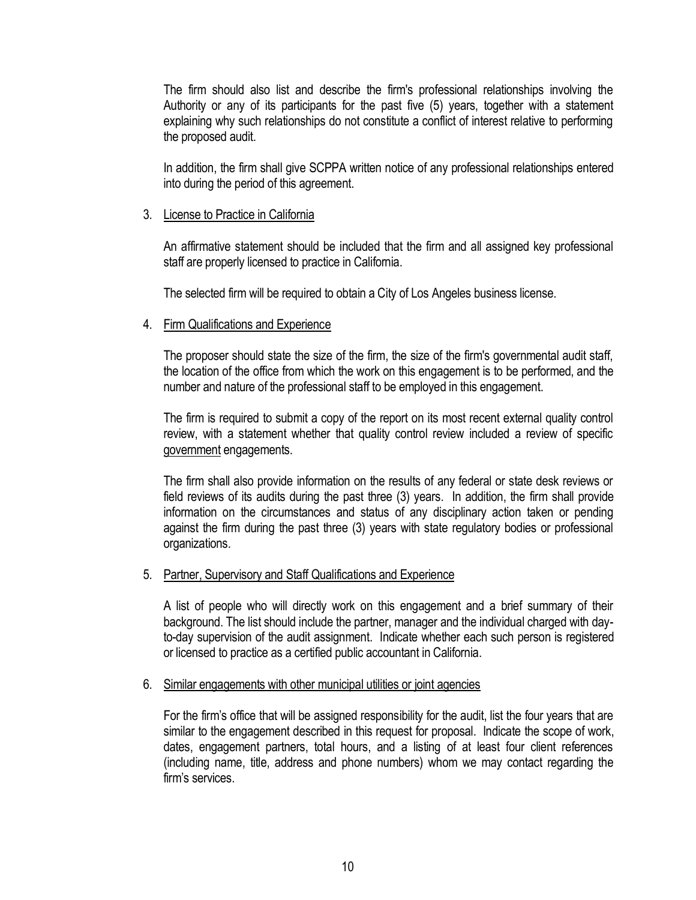The firm should also list and describe the firm's professional relationships involving the Authority or any of its participants for the past five (5) years, together with a statement explaining why such relationships do not constitute a conflict of interest relative to performing the proposed audit.

In addition, the firm shall give SCPPA written notice of any professional relationships entered into during the period of this agreement.

3. <u>License to Practice in California</u>

   An affirmative statement should be included that the firm and all assigned key professional staff are properly licensed to practice in California.

   The selected firm will be required to obtain a City of Los Angeles business license.

4. <u>Firm Qualifications and Experience</u>

   The proposer should state the size of the firm, the size of the firm's governmental audit staff, the location of the office from which the work on this engagement is to be performed, and the number and nature of the professional staff to be employed in this engagement.

   The firm is required to submit a copy of the report on its most recent external quality control review, with a statement whether that quality control review included a review of specific <u>government</u> engagements.

   The firm shall also provide information on the results of any federal or state desk reviews or field reviews of its audits during the past three (3) years. In addition, the firm shall provide information on the circumstances and status of any disciplinary action taken or pending against the firm during the past three (3) years with state regulatory bodies or professional organizations.

5. <u>Partner, Supervisory and Staff Qualifications and Experience</u>

   A list of people who will directly work on this engagement and a brief summary of their background. The list should include the partner, manager and the individual charged with day-to-day supervision of the audit assignment. Indicate whether each such person is registered or licensed to practice as a certified public accountant in California.

6. <u>Similar engagements with other municipal utilities or joint agencies</u>

   For the firm's office that will be assigned responsibility for the audit, list the four years that are similar to the engagement described in this request for proposal. Indicate the scope of work, dates, engagement partners, total hours, and a listing of at least four client references (including name, title, address and phone numbers) whom we may contact regarding the firm's services.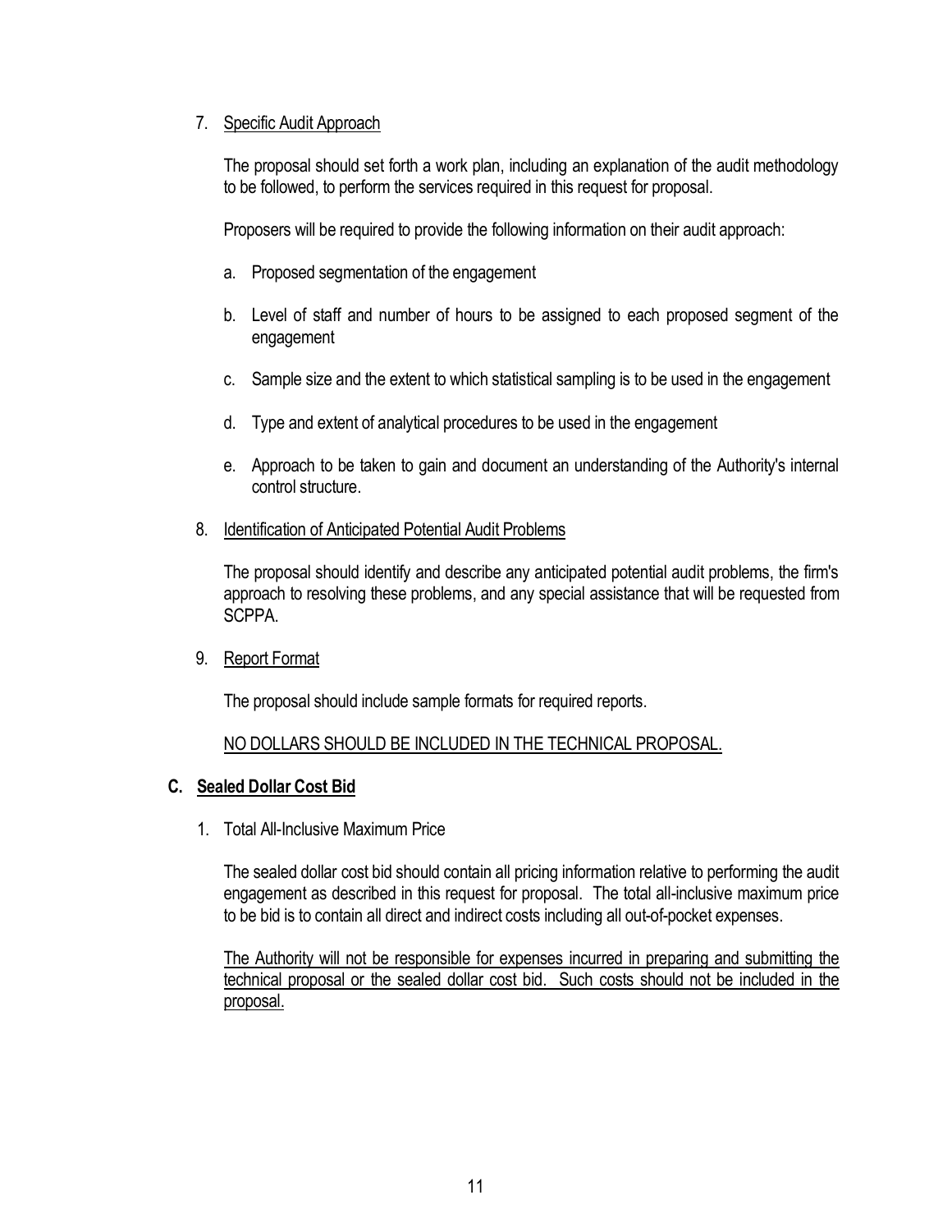7. Specific Audit Approach

   The proposal should set forth a work plan, including an explanation of the audit methodology to be followed, to perform the services required in this request for proposal.

   Proposers will be required to provide the following information on their audit approach:

   a. Proposed segmentation of the engagement

   b. Level of staff and number of hours to be assigned to each proposed segment of the engagement

   c. Sample size and the extent to which statistical sampling is to be used in the engagement

   d. Type and extent of analytical procedures to be used in the engagement

   e. Approach to be taken to gain and document an understanding of the Authority's internal control structure.

8. Identification of Anticipated Potential Audit Problems

   The proposal should identify and describe any anticipated potential audit problems, the firm's approach to resolving these problems, and any special assistance that will be requested from SCPPA.

9. Report Format

   The proposal should include sample formats for required reports.

   NO DOLLARS SHOULD BE INCLUDED IN THE TECHNICAL PROPOSAL.

### C. Sealed Dollar Cost Bid

1. Total All-Inclusive Maximum Price

   The sealed dollar cost bid should contain all pricing information relative to performing the audit engagement as described in this request for proposal. The total all-inclusive maximum price to be bid is to contain all direct and indirect costs including all out-of-pocket expenses.

   The Authority will not be responsible for expenses incurred in preparing and submitting the technical proposal or the sealed dollar cost bid. Such costs should not be included in the proposal.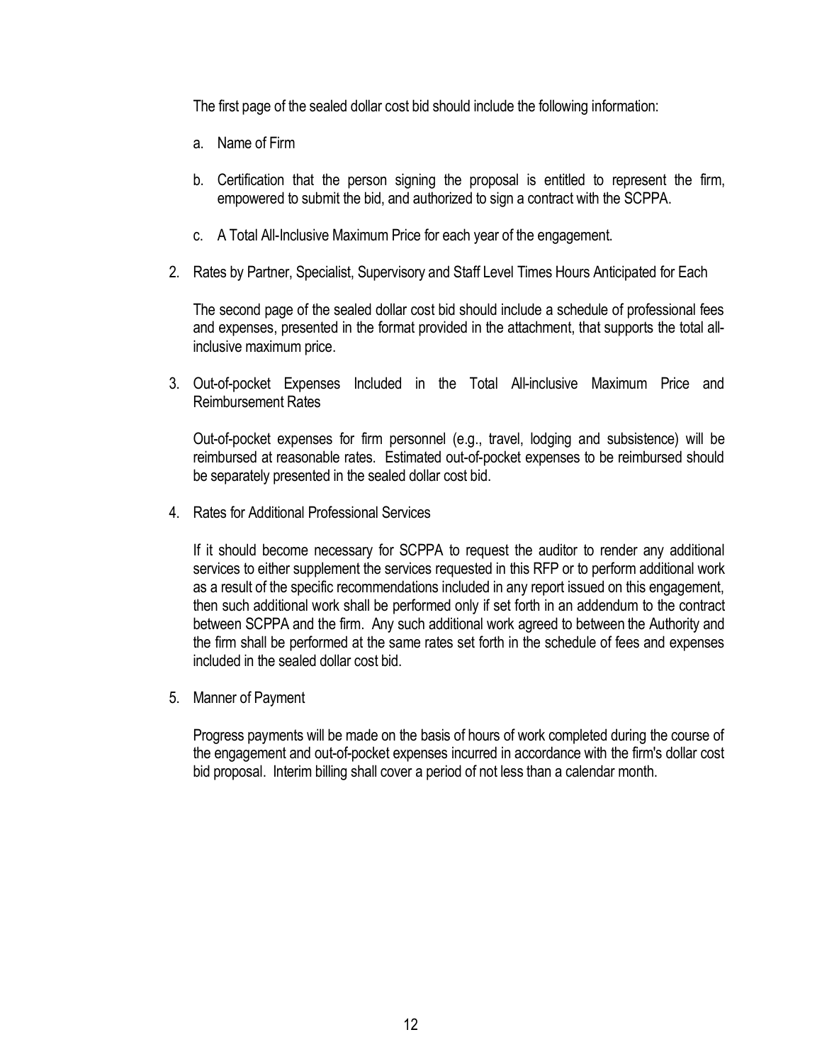The first page of the sealed dollar cost bid should include the following information:

a. Name of Firm

b. Certification that the person signing the proposal is entitled to represent the firm, empowered to submit the bid, and authorized to sign a contract with the SCPPA.

c. A Total All-Inclusive Maximum Price for each year of the engagement.

2. Rates by Partner, Specialist, Supervisory and Staff Level Times Hours Anticipated for Each

   The second page of the sealed dollar cost bid should include a schedule of professional fees and expenses, presented in the format provided in the attachment, that supports the total all-inclusive maximum price.

3. Out-of-pocket Expenses Included in the Total All-inclusive Maximum Price and Reimbursement Rates

   Out-of-pocket expenses for firm personnel (e.g., travel, lodging and subsistence) will be reimbursed at reasonable rates. Estimated out-of-pocket expenses to be reimbursed should be separately presented in the sealed dollar cost bid.

4. Rates for Additional Professional Services

   If it should become necessary for SCPPA to request the auditor to render any additional services to either supplement the services requested in this RFP or to perform additional work as a result of the specific recommendations included in any report issued on this engagement, then such additional work shall be performed only if set forth in an addendum to the contract between SCPPA and the firm. Any such additional work agreed to between the Authority and the firm shall be performed at the same rates set forth in the schedule of fees and expenses included in the sealed dollar cost bid.

5. Manner of Payment

   Progress payments will be made on the basis of hours of work completed during the course of the engagement and out-of-pocket expenses incurred in accordance with the firm's dollar cost bid proposal. Interim billing shall cover a period of not less than a calendar month.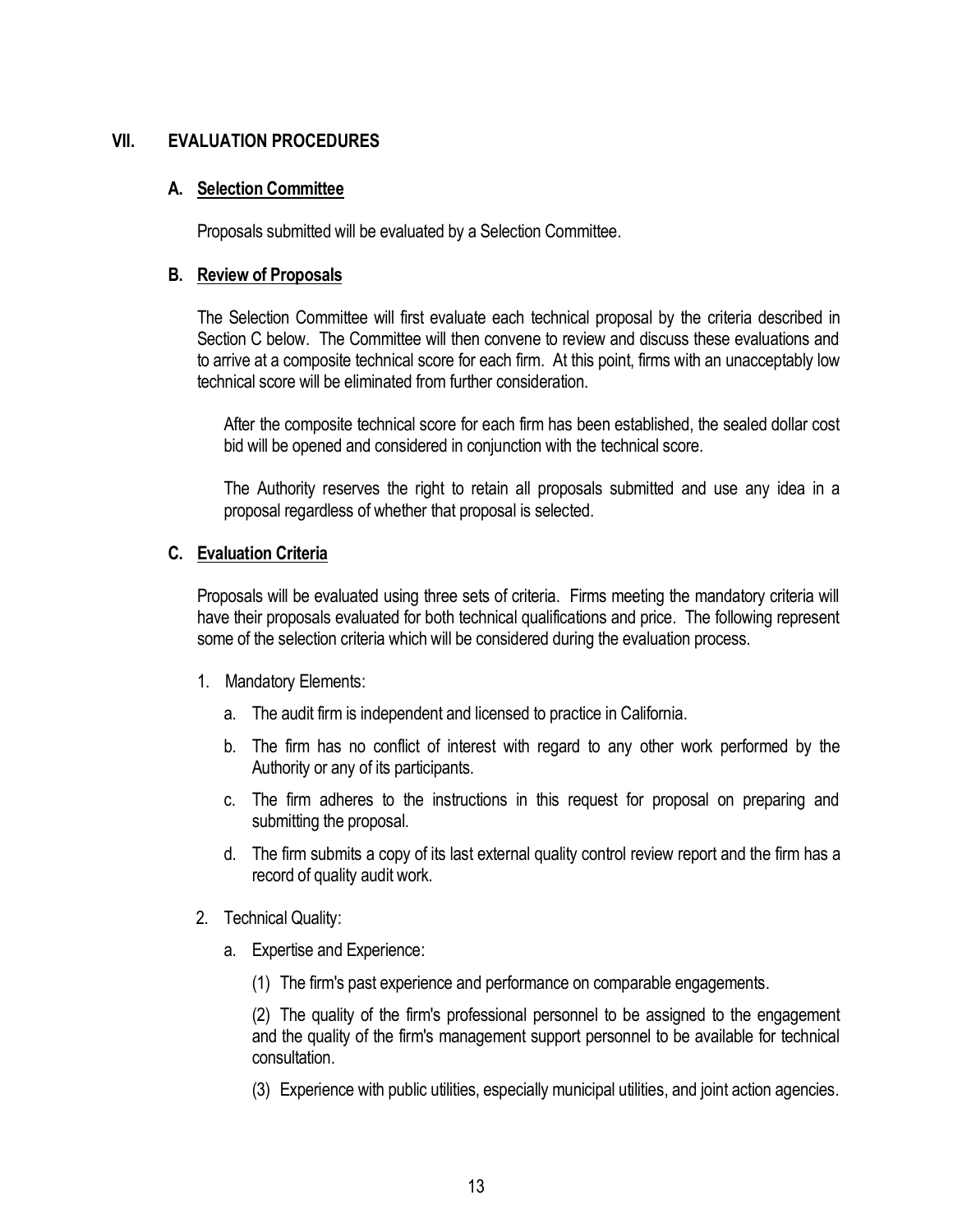## VII. EVALUATION PROCEDURES

### A. Selection Committee

Proposals submitted will be evaluated by a Selection Committee.

### B. Review of Proposals

The Selection Committee will first evaluate each technical proposal by the criteria described in Section C below. The Committee will then convene to review and discuss these evaluations and to arrive at a composite technical score for each firm. At this point, firms with an unacceptably low technical score will be eliminated from further consideration.

After the composite technical score for each firm has been established, the sealed dollar cost bid will be opened and considered in conjunction with the technical score.

The Authority reserves the right to retain all proposals submitted and use any idea in a proposal regardless of whether that proposal is selected.

### C. Evaluation Criteria

Proposals will be evaluated using three sets of criteria. Firms meeting the mandatory criteria will have their proposals evaluated for both technical qualifications and price. The following represent some of the selection criteria which will be considered during the evaluation process.

1. Mandatory Elements:

   a. The audit firm is independent and licensed to practice in California.

   b. The firm has no conflict of interest with regard to any other work performed by the Authority or any of its participants.

   c. The firm adheres to the instructions in this request for proposal on preparing and submitting the proposal.

   d. The firm submits a copy of its last external quality control review report and the firm has a record of quality audit work.

2. Technical Quality:

   a. Expertise and Experience:

      (1) The firm's past experience and performance on comparable engagements.

      (2) The quality of the firm's professional personnel to be assigned to the engagement and the quality of the firm's management support personnel to be available for technical consultation.

      (3) Experience with public utilities, especially municipal utilities, and joint action agencies.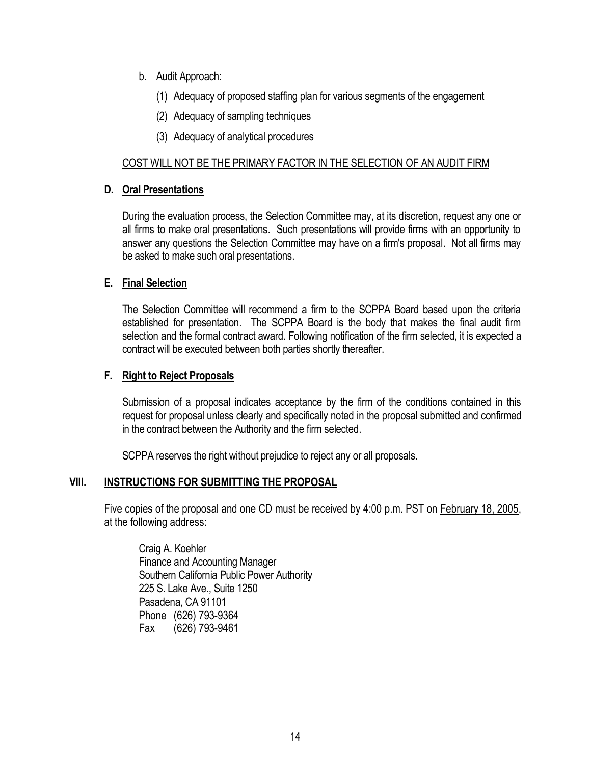b. Audit Approach:

   (1) Adequacy of proposed staffing plan for various segments of the engagement

   (2) Adequacy of sampling techniques

   (3) Adequacy of analytical procedures

<u>COST WILL NOT BE THE PRIMARY FACTOR IN THE SELECTION OF AN AUDIT FIRM</u>

### D. <u>Oral Presentations</u>

During the evaluation process, the Selection Committee may, at its discretion, request any one or all firms to make oral presentations. Such presentations will provide firms with an opportunity to answer any questions the Selection Committee may have on a firm's proposal. Not all firms may be asked to make such oral presentations.

### E. <u>Final Selection</u>

The Selection Committee will recommend a firm to the SCPPA Board based upon the criteria established for presentation. The SCPPA Board is the body that makes the final audit firm selection and the formal contract award. Following notification of the firm selected, it is expected a contract will be executed between both parties shortly thereafter.

### F. <u>Right to Reject Proposals</u>

Submission of a proposal indicates acceptance by the firm of the conditions contained in this request for proposal unless clearly and specifically noted in the proposal submitted and confirmed in the contract between the Authority and the firm selected.

SCPPA reserves the right without prejudice to reject any or all proposals.

## VIII. <u>INSTRUCTIONS FOR SUBMITTING THE PROPOSAL</u>

Five copies of the proposal and one CD must be received by 4:00 p.m. PST on <u>February 18, 2005</u>, at the following address:

Craig A. Koehler
Finance and Accounting Manager
Southern California Public Power Authority
225 S. Lake Ave., Suite 1250
Pasadena, CA 91101
Phone (626) 793-9364
Fax (626) 793-9461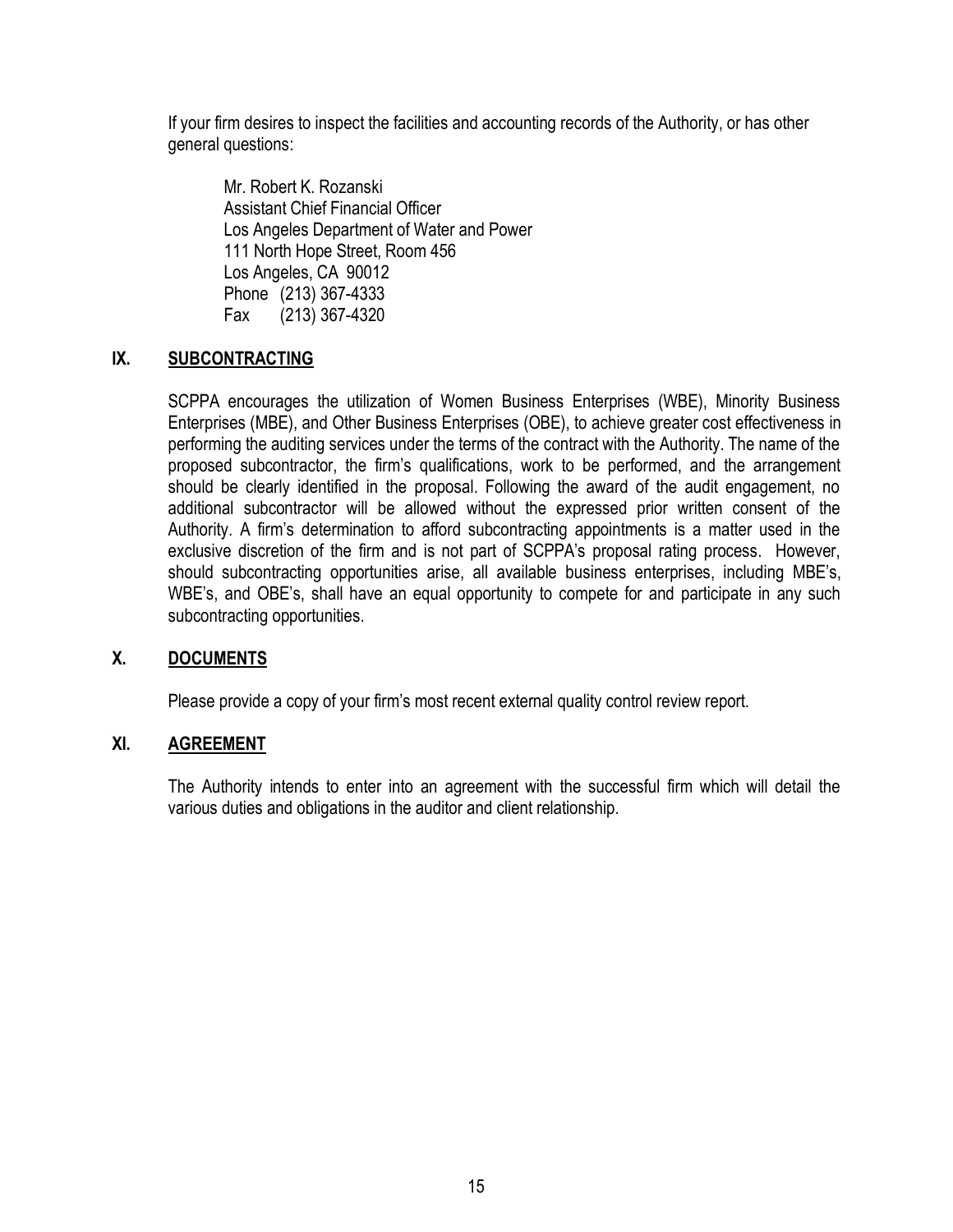If your firm desires to inspect the facilities and accounting records of the Authority, or has other general questions:

Mr. Robert K. Rozanski
Assistant Chief Financial Officer
Los Angeles Department of Water and Power
111 North Hope Street, Room 456
Los Angeles, CA 90012
Phone (213) 367-4333
Fax (213) 367-4320

## IX. SUBCONTRACTING

SCPPA encourages the utilization of Women Business Enterprises (WBE), Minority Business Enterprises (MBE), and Other Business Enterprises (OBE), to achieve greater cost effectiveness in performing the auditing services under the terms of the contract with the Authority. The name of the proposed subcontractor, the firm's qualifications, work to be performed, and the arrangement should be clearly identified in the proposal. Following the award of the audit engagement, no additional subcontractor will be allowed without the expressed prior written consent of the Authority. A firm's determination to afford subcontracting appointments is a matter used in the exclusive discretion of the firm and is not part of SCPPA's proposal rating process. However, should subcontracting opportunities arise, all available business enterprises, including MBE's, WBE's, and OBE's, shall have an equal opportunity to compete for and participate in any such subcontracting opportunities.

## X. DOCUMENTS

Please provide a copy of your firm's most recent external quality control review report.

## XI. AGREEMENT

The Authority intends to enter into an agreement with the successful firm which will detail the various duties and obligations in the auditor and client relationship.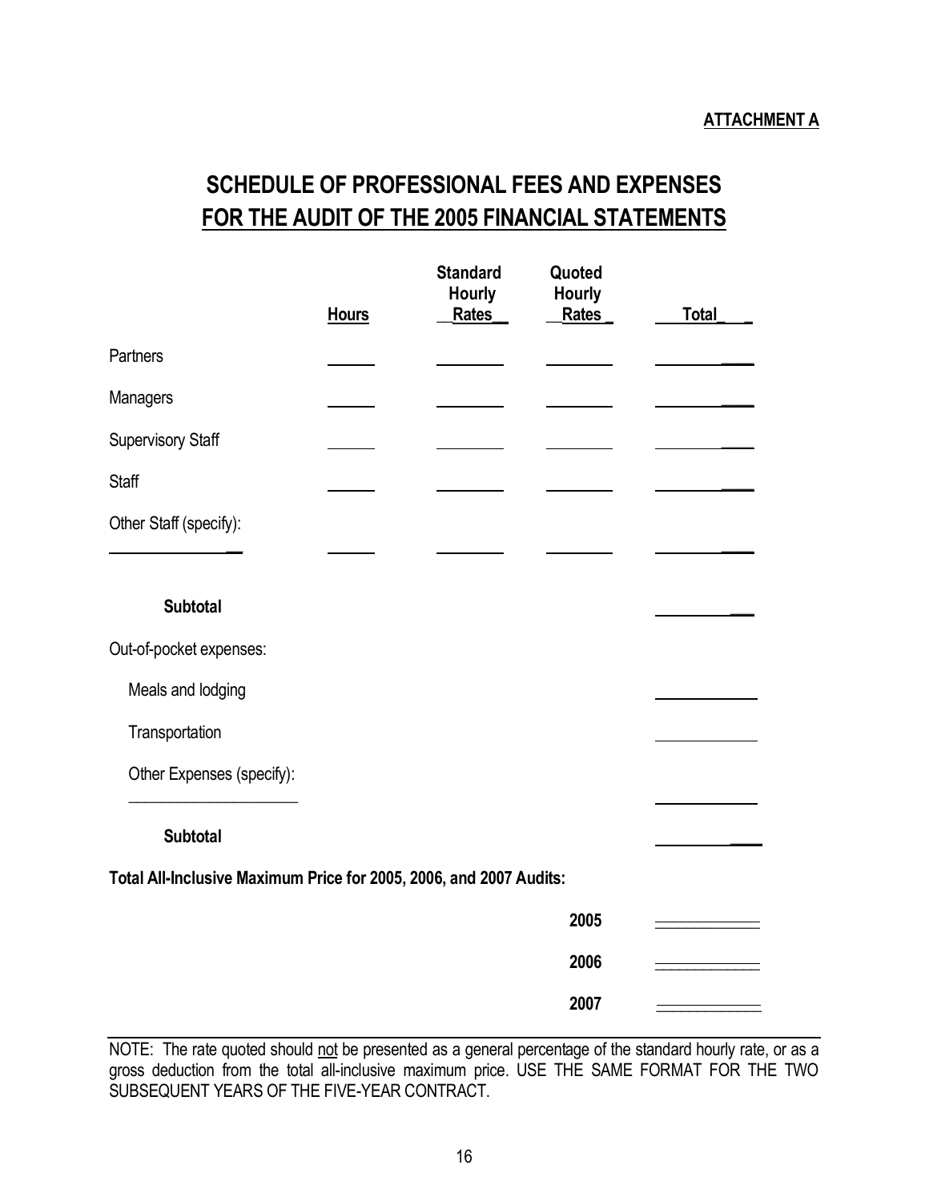**ATTACHMENT A**

# SCHEDULE OF PROFESSIONAL FEES AND EXPENSES FOR THE AUDIT OF THE 2005 FINANCIAL STATEMENTS

| | Hours | Standard Hourly Rates | Quoted Hourly Rates | Total |
|---|---|---|---|---|
| Partners | | | | |
| Managers | | | | |
| Supervisory Staff | | | | |
| Staff | | | | |
| Other Staff (specify): | | | | |
| | | | | |
| **Subtotal** | | | | |
| Out-of-pocket expenses: | | | | |
| Meals and lodging | | | | |
| Transportation | | | | |
| Other Expenses (specify): | | | | |
| | | | | |
| **Subtotal** | | | | |

**Total All-Inclusive Maximum Price for 2005, 2006, and 2007 Audits:**

| | |
|---|---|
| **2005** | |
| **2006** | |
| **2007** | |

NOTE: The rate quoted should not be presented as a general percentage of the standard hourly rate, or as a gross deduction from the total all-inclusive maximum price. USE THE SAME FORMAT FOR THE TWO SUBSEQUENT YEARS OF THE FIVE-YEAR CONTRACT.